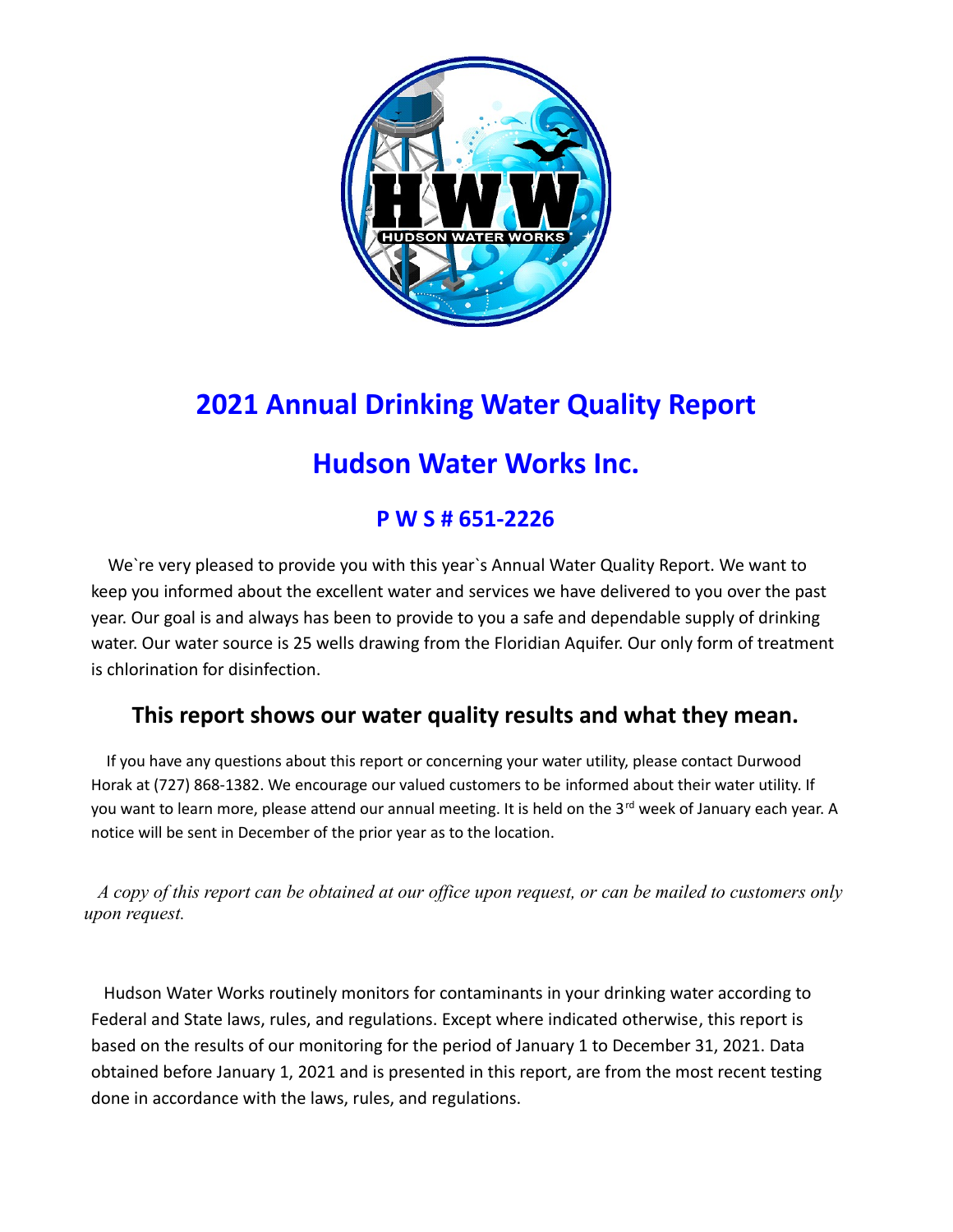# 2021 Annual Drinking Water Quality Report

# Hudson Water Works Inc.

## P W S # 651-2226

We`re very pleased to provide you with this year`s Annual Water Quality Report. We want to keep you informed about the excellent water and services we have delivered to you over the past year. Our goal is and always has been to provide to you a safe and dependable supply of drinking water. Our water source is 25 wells drawing from the Floridian Aquifer. Our only form of treatment is chlorination for disinfection.

### This report shows our water quality results and what they mean.

If you have any questions about this report or concerning your water utility, please contact Durwood Horak at (727) 868-1382. We encourage our valued customers to be informed about their water utility. If you want to learn more, please attend our annual meeting. It is held on the 3rd week of January each year. A notice will be sent in December of the prior year as to the location.

*A copy of this report can be obtained at our office upon request, or can be mailed to customers only upon request.*

Hudson Water Works routinely monitors for contaminants in your drinking water according to Federal and State laws, rules, and regulations. Except where indicated otherwise, this report is based on the results of our monitoring for the period of January 1 to December 31, 2021. Data obtained before January 1, 2021 and is presented in this report, are from the most recent testing done in accordance with the laws, rules, and regulations.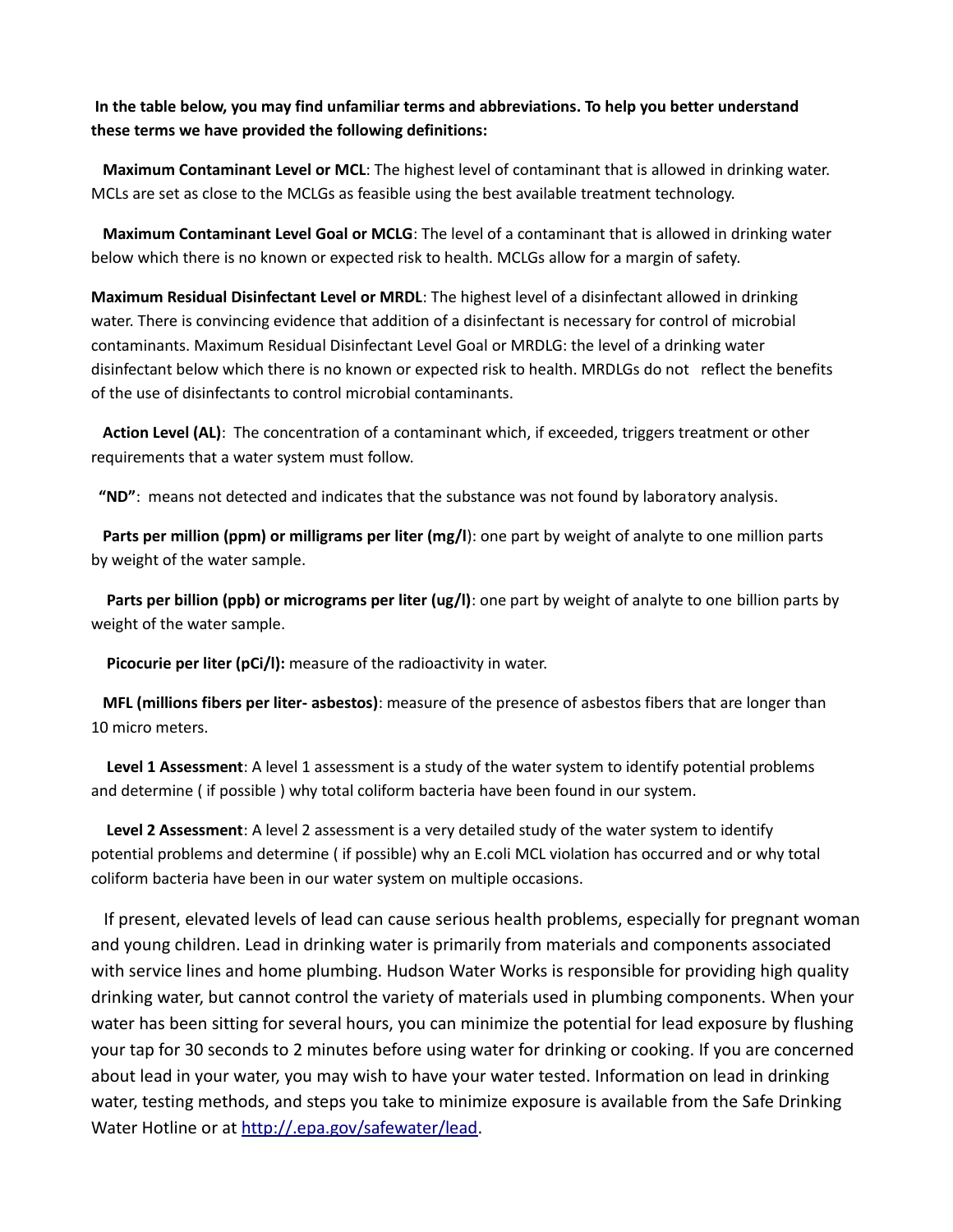**In the table below, you may find unfamiliar terms and abbreviations. To help you better understand these terms we have provided the following definitions:**

**Maximum Contaminant Level or MCL**: The highest level of contaminant that is allowed in drinking water. MCLs are set as close to the MCLGs as feasible using the best available treatment technology.

**Maximum Contaminant Level Goal or MCLG**: The level of a contaminant that is allowed in drinking water below which there is no known or expected risk to health. MCLGs allow for a margin of safety.

**Maximum Residual Disinfectant Level or MRDL**: The highest level of a disinfectant allowed in drinking water. There is convincing evidence that addition of a disinfectant is necessary for control of microbial contaminants. Maximum Residual Disinfectant Level Goal or MRDLG: the level of a drinking water disinfectant below which there is no known or expected risk to health. MRDLGs do not reflect the benefits of the use of disinfectants to control microbial contaminants.

**Action Level (AL)**: The concentration of a contaminant which, if exceeded, triggers treatment or other requirements that a water system must follow.

**"ND"**: means not detected and indicates that the substance was not found by laboratory analysis.

**Parts per million (ppm) or milligrams per liter (mg/l**): one part by weight of analyte to one million parts by weight of the water sample.

**Parts per billion (ppb) or micrograms per liter (ug/l)**: one part by weight of analyte to one billion parts by weight of the water sample.

**Picocurie per liter (pCi/l):** measure of the radioactivity in water.

**MFL (millions fibers per liter- asbestos)**: measure of the presence of asbestos fibers that are longer than 10 micro meters.

**Level 1 Assessment**: A level 1 assessment is a study of the water system to identify potential problems and determine ( if possible ) why total coliform bacteria have been found in our system.

**Level 2 Assessment**: A level 2 assessment is a very detailed study of the water system to identify potential problems and determine ( if possible) why an E.coli MCL violation has occurred and or why total coliform bacteria have been in our water system on multiple occasions.

If present, elevated levels of lead can cause serious health problems, especially for pregnant woman and young children. Lead in drinking water is primarily from materials and components associated with service lines and home plumbing. Hudson Water Works is responsible for providing high quality drinking water, but cannot control the variety of materials used in plumbing components. When your water has been sitting for several hours, you can minimize the potential for lead exposure by flushing your tap for 30 seconds to 2 minutes before using water for drinking or cooking. If you are concerned about lead in your water, you may wish to have your water tested. Information on lead in drinking water, testing methods, and steps you take to minimize exposure is available from the Safe Drinking Water Hotline or at http://.epa.gov/safewater/lead.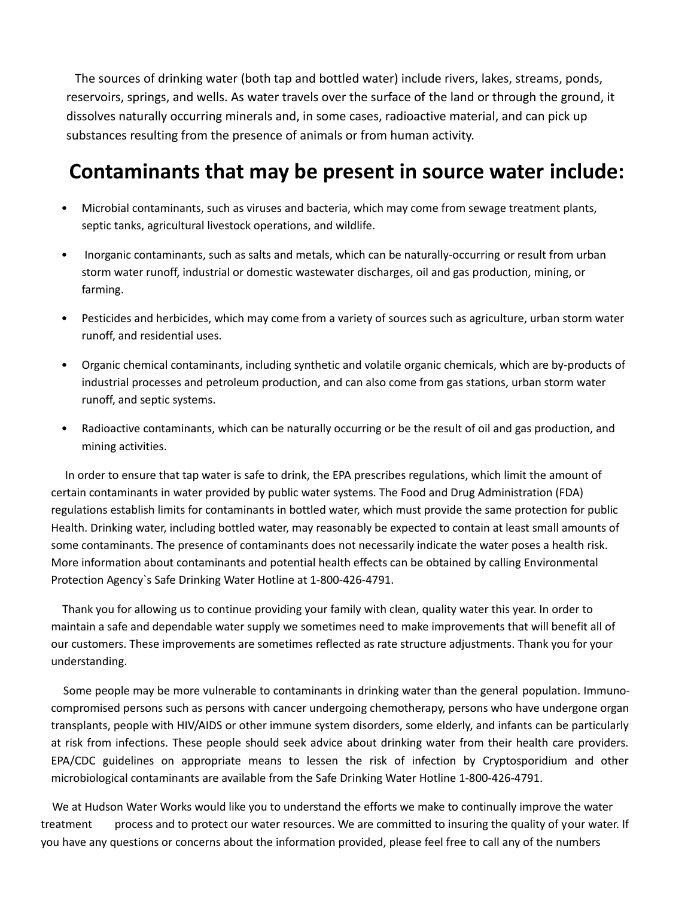The sources of drinking water (both tap and bottled water) include rivers, lakes, streams, ponds, reservoirs, springs, and wells. As water travels over the surface of the land or through the ground, it dissolves naturally occurring minerals and, in some cases, radioactive material, and can pick up substances resulting from the presence of animals or from human activity.

## Contaminants that may be present in source water include:

- Microbial contaminants, such as viruses and bacteria, which may come from sewage treatment plants, septic tanks, agricultural livestock operations, and wildlife.
- Inorganic contaminants, such as salts and metals, which can be naturally-occurring or result from urban storm water runoff, industrial or domestic wastewater discharges, oil and gas production, mining, or farming.
- Pesticides and herbicides, which may come from a variety of sources such as agriculture, urban storm water runoff, and residential uses.
- Organic chemical contaminants, including synthetic and volatile organic chemicals, which are by-products of industrial processes and petroleum production, and can also come from gas stations, urban storm water runoff, and septic systems.
- Radioactive contaminants, which can be naturally occurring or be the result of oil and gas production, and mining activities.

In order to ensure that tap water is safe to drink, the EPA prescribes regulations, which limit the amount of certain contaminants in water provided by public water systems. The Food and Drug Administration (FDA) regulations establish limits for contaminants in bottled water, which must provide the same protection for public Health. Drinking water, including bottled water, may reasonably be expected to contain at least small amounts of some contaminants. The presence of contaminants does not necessarily indicate the water poses a health risk. More information about contaminants and potential health effects can be obtained by calling Environmental Protection Agency`s Safe Drinking Water Hotline at 1-800-426-4791.

Thank you for allowing us to continue providing your family with clean, quality water this year. In order to maintain a safe and dependable water supply we sometimes need to make improvements that will benefit all of our customers. These improvements are sometimes reflected as rate structure adjustments. Thank you for your understanding.

Some people may be more vulnerable to contaminants in drinking water than the general population. Immuno-compromised persons such as persons with cancer undergoing chemotherapy, persons who have undergone organ transplants, people with HIV/AIDS or other immune system disorders, some elderly, and infants can be particularly at risk from infections. These people should seek advice about drinking water from their health care providers. EPA/CDC guidelines on appropriate means to lessen the risk of infection by Cryptosporidium and other microbiological contaminants are available from the Safe Drinking Water Hotline 1-800-426-4791.

We at Hudson Water Works would like you to understand the efforts we make to continually improve the water treatment process and to protect our water resources. We are committed to insuring the quality of your water. If you have any questions or concerns about the information provided, please feel free to call any of the numbers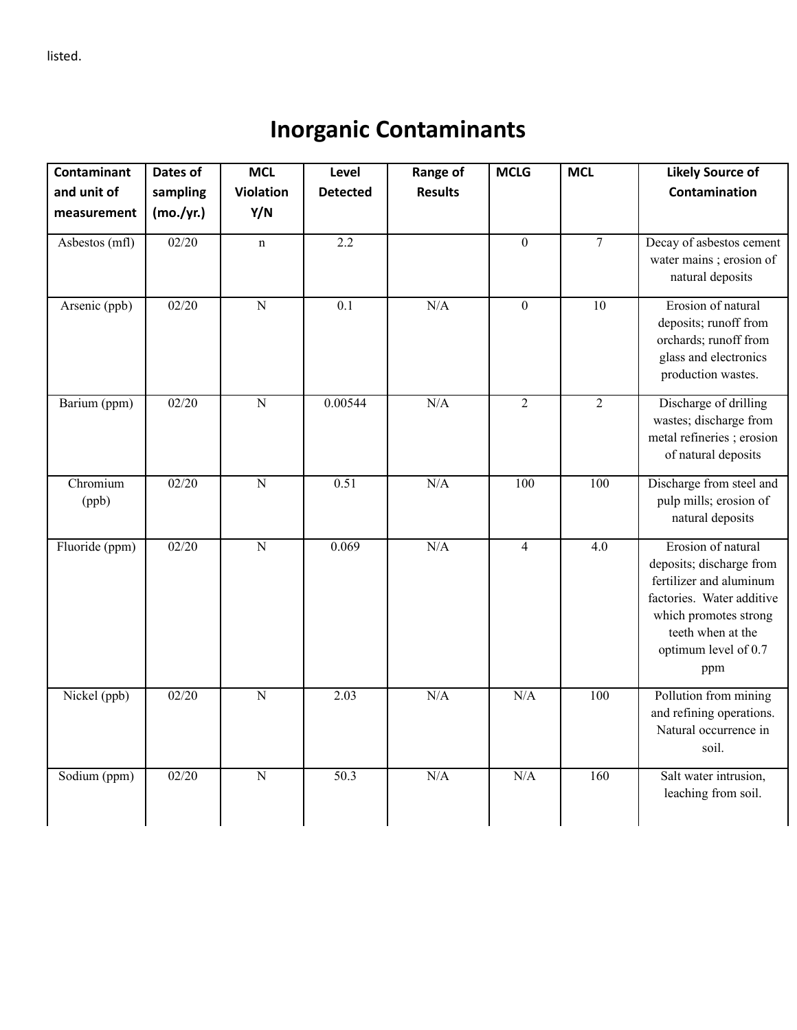listed.

# Inorganic Contaminants

| Contaminant and unit of measurement | Dates of sampling (mo./yr.) | MCL Violation Y/N | Level Detected | Range of Results | MCLG | MCL | Likely Source of Contamination |
|---|---|---|---|---|---|---|---|
| Asbestos (mfl) | 02/20 | n | 2.2 | | 0 | 7 | Decay of asbestos cement water mains ; erosion of natural deposits |
| Arsenic (ppb) | 02/20 | N | 0.1 | N/A | 0 | 10 | Erosion of natural deposits; runoff from orchards; runoff from glass and electronics production wastes. |
| Barium (ppm) | 02/20 | N | 0.00544 | N/A | 2 | 2 | Discharge of drilling wastes; discharge from metal refineries ; erosion of natural deposits |
| Chromium (ppb) | 02/20 | N | 0.51 | N/A | 100 | 100 | Discharge from steel and pulp mills; erosion of natural deposits |
| Fluoride (ppm) | 02/20 | N | 0.069 | N/A | 4 | 4.0 | Erosion of natural deposits; discharge from fertilizer and aluminum factories. Water additive which promotes strong teeth when at the optimum level of 0.7 ppm |
| Nickel (ppb) | 02/20 | N | 2.03 | N/A | N/A | 100 | Pollution from mining and refining operations. Natural occurrence in soil. |
| Sodium (ppm) | 02/20 | N | 50.3 | N/A | N/A | 160 | Salt water intrusion, leaching from soil. |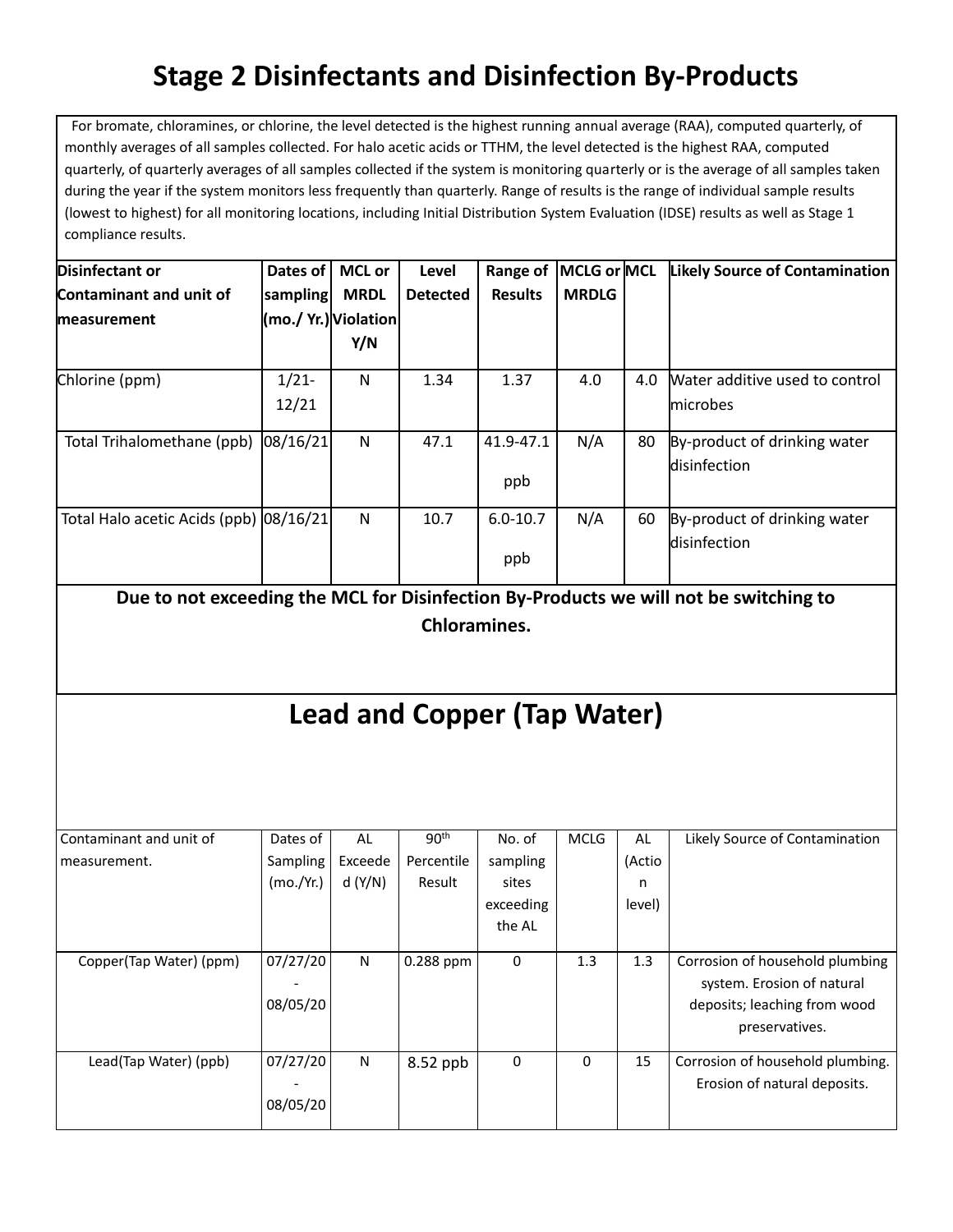# Stage 2 Disinfectants and Disinfection By-Products

For bromate, chloramines, or chlorine, the level detected is the highest running annual average (RAA), computed quarterly, of monthly averages of all samples collected. For halo acetic acids or TTHM, the level detected is the highest RAA, computed quarterly, of quarterly averages of all samples collected if the system is monitoring quarterly or is the average of all samples taken during the year if the system monitors less frequently than quarterly. Range of results is the range of individual sample results (lowest to highest) for all monitoring locations, including Initial Distribution System Evaluation (IDSE) results as well as Stage 1 compliance results.

| Disinfectant or Contaminant and unit of measurement | Dates of sampling (mo./ Yr.) | MCL or MRDL Violation Y/N | Level Detected | Range of Results | MCLG or MRDLG | MCL | Likely Source of Contamination |
|---|---|---|---|---|---|---|---|
| Chlorine (ppm) | 1/21-12/21 | N | 1.34 | 1.37 | 4.0 | 4.0 | Water additive used to control microbes |
| Total Trihalomethane (ppb) | 08/16/21 | N | 47.1 | 41.9-47.1 ppb | N/A | 80 | By-product of drinking water disinfection |
| Total Halo acetic Acids (ppb) | 08/16/21 | N | 10.7 | 6.0-10.7 ppb | N/A | 60 | By-product of drinking water disinfection |

**Due to not exceeding the MCL for Disinfection By-Products we will not be switching to Chloramines.**

# Lead and Copper (Tap Water)

| Contaminant and unit of measurement. | Dates of Sampling (mo./Yr.) | AL Exceeded (Y/N) | 90th Percentile Result | No. of sampling sites exceeding the AL | MCLG | AL (Action level) | Likely Source of Contamination |
|---|---|---|---|---|---|---|---|
| Copper(Tap Water) (ppm) | 07/27/20 - 08/05/20 | N | 0.288 ppm | 0 | 1.3 | 1.3 | Corrosion of household plumbing system. Erosion of natural deposits; leaching from wood preservatives. |
| Lead(Tap Water) (ppb) | 07/27/20 - 08/05/20 | N | 8.52 ppb | 0 | 0 | 15 | Corrosion of household plumbing. Erosion of natural deposits. |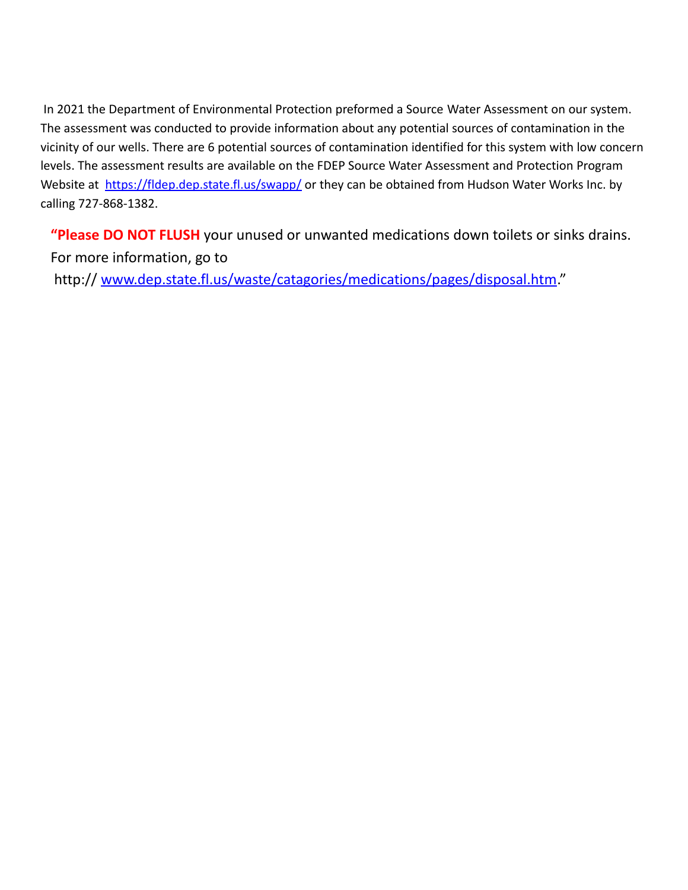In 2021 the Department of Environmental Protection preformed a Source Water Assessment on our system. The assessment was conducted to provide information about any potential sources of contamination in the vicinity of our wells. There are 6 potential sources of contamination identified for this system with low concern levels. The assessment results are available on the FDEP Source Water Assessment and Protection Program Website at https://fldep.dep.state.fl.us/swapp/ or they can be obtained from Hudson Water Works Inc. by calling 727-868-1382.

**"Please DO NOT FLUSH** your unused or unwanted medications down toilets or sinks drains. For more information, go to http:// www.dep.state.fl.us/waste/catagories/medications/pages/disposal.htm."